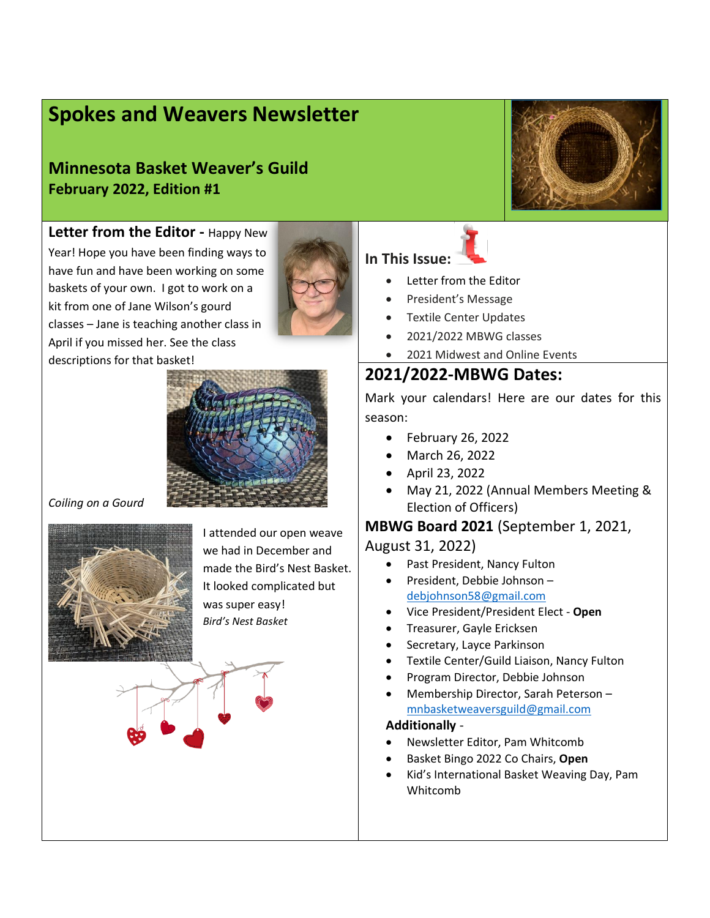# Spokes and Weavers Newsletter

## Minnesota Basket Weaver's Guild
**February 2022, Edition #1**

**Letter from the Editor -** Happy New Year! Hope you have been finding ways to have fun and have been working on some baskets of your own. I got to work on a kit from one of Jane Wilson's gourd classes – Jane is teaching another class in April if you missed her. See the class descriptions for that basket!

*Coiling on a Gourd*

I attended our open weave we had in December and made the Bird's Nest Basket. It looked complicated but was super easy!

*Bird's Nest Basket*

### In This Issue:

- Letter from the Editor
- President's Message
- Textile Center Updates
- 2021/2022 MBWG classes
- 2021 Midwest and Online Events

## 2021/2022-MBWG Dates:

Mark your calendars! Here are our dates for this season:

- February 26, 2022
- March 26, 2022
- April 23, 2022
- May 21, 2022 (Annual Members Meeting & Election of Officers)

### MBWG Board 2021 (September 1, 2021, August 31, 2022)

- Past President, Nancy Fulton
- President, Debbie Johnson – debjohnson58@gmail.com
- Vice President/President Elect - **Open**
- Treasurer, Gayle Ericksen
- Secretary, Layce Parkinson
- Textile Center/Guild Liaison, Nancy Fulton
- Program Director, Debbie Johnson
- Membership Director, Sarah Peterson – mnbasketweaversguild@gmail.com

**Additionally** -

- Newsletter Editor, Pam Whitcomb
- Basket Bingo 2022 Co Chairs, **Open**
- Kid's International Basket Weaving Day, Pam Whitcomb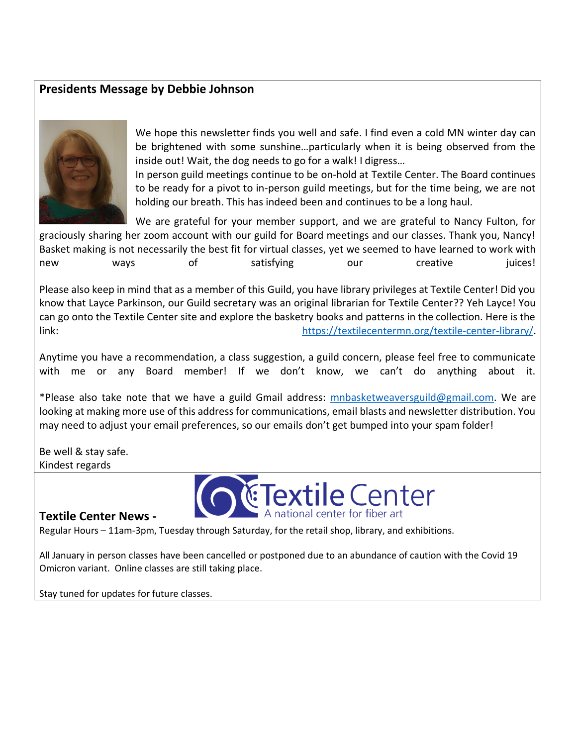## Presidents Message by Debbie Johnson

We hope this newsletter finds you well and safe. I find even a cold MN winter day can be brightened with some sunshine…particularly when it is being observed from the inside out! Wait, the dog needs to go for a walk! I digress…

In person guild meetings continue to be on-hold at Textile Center. The Board continues to be ready for a pivot to in-person guild meetings, but for the time being, we are not holding our breath. This has indeed been and continues to be a long haul.

We are grateful for your member support, and we are grateful to Nancy Fulton, for graciously sharing her zoom account with our guild for Board meetings and our classes. Thank you, Nancy! Basket making is not necessarily the best fit for virtual classes, yet we seemed to have learned to work with new ways of satisfying our creative juices!

Please also keep in mind that as a member of this Guild, you have library privileges at Textile Center! Did you know that Layce Parkinson, our Guild secretary was an original librarian for Textile Center?? Yeh Layce! You can go onto the Textile Center site and explore the basketry books and patterns in the collection. Here is the link: https://textilecentermn.org/textile-center-library/.

Anytime you have a recommendation, a class suggestion, a guild concern, please feel free to communicate with me or any Board member! If we don't know, we can't do anything about it.

*Please also take note that we have a guild Gmail address: mnbasketweaversguild@gmail.com. We are looking at making more use of this address for communications, email blasts and newsletter distribution. You may need to adjust your email preferences, so our emails don't get bumped into your spam folder!

Be well & stay safe.
Kindest regards

Textile Center
A national center for fiber art

## Textile Center News -

Regular Hours – 11am-3pm, Tuesday through Saturday, for the retail shop, library, and exhibitions.

All January in person classes have been cancelled or postponed due to an abundance of caution with the Covid 19 Omicron variant. Online classes are still taking place.

Stay tuned for updates for future classes.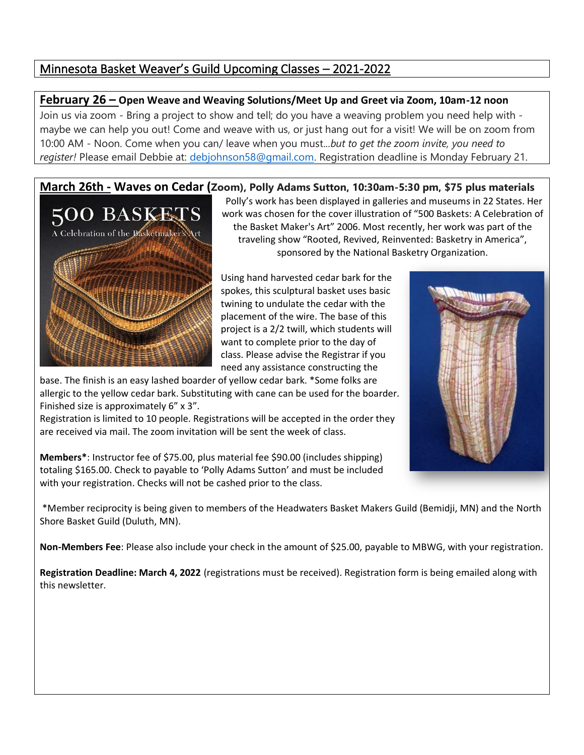# Minnesota Basket Weaver's Guild Upcoming Classes – 2021-2022

## February 26 – Open Weave and Weaving Solutions/Meet Up and Greet via Zoom, 10am-12 noon

Join us via zoom - Bring a project to show and tell; do you have a weaving problem you need help with - maybe we can help you out! Come and weave with us, or just hang out for a visit! We will be on zoom from 10:00 AM - Noon. Come when you can/ leave when you must…*but to get the zoom invite, you need to register!* Please email Debbie at: debjohnson58@gmail.com. Registration deadline is Monday February 21.

## March 26th - Waves on Cedar (Zoom), Polly Adams Sutton, 10:30am-5:30 pm, $75 plus materials

Polly's work has been displayed in galleries and museums in 22 States. Her work was chosen for the cover illustration of "500 Baskets: A Celebration of the Basket Maker's Art" 2006. Most recently, her work was part of the traveling show "Rooted, Revived, Reinvented: Basketry in America", sponsored by the National Basketry Organization.

Using hand harvested cedar bark for the spokes, this sculptural basket uses basic twining to undulate the cedar with the placement of the wire. The base of this project is a 2/2 twill, which students will want to complete prior to the day of class. Please advise the Registrar if you need any assistance constructing the base. The finish is an easy lashed boarder of yellow cedar bark. *Some folks are allergic to the yellow cedar bark. Substituting with cane can be used for the boarder. Finished size is approximately 6" x 3".

Registration is limited to 10 people. Registrations will be accepted in the order they are received via mail. The zoom invitation will be sent the week of class.

**Members***: Instructor fee of $75.00, plus material fee $90.00 (includes shipping) totaling $165.00. Check to payable to 'Polly Adams Sutton' and must be included with your registration. Checks will not be cashed prior to the class.

*Member reciprocity is being given to members of the Headwaters Basket Makers Guild (Bemidji, MN) and the North Shore Basket Guild (Duluth, MN).

**Non-Members Fee**: Please also include your check in the amount of $25.00, payable to MBWG, with your registration.

**Registration Deadline: March 4, 2022** (registrations must be received). Registration form is being emailed along with this newsletter.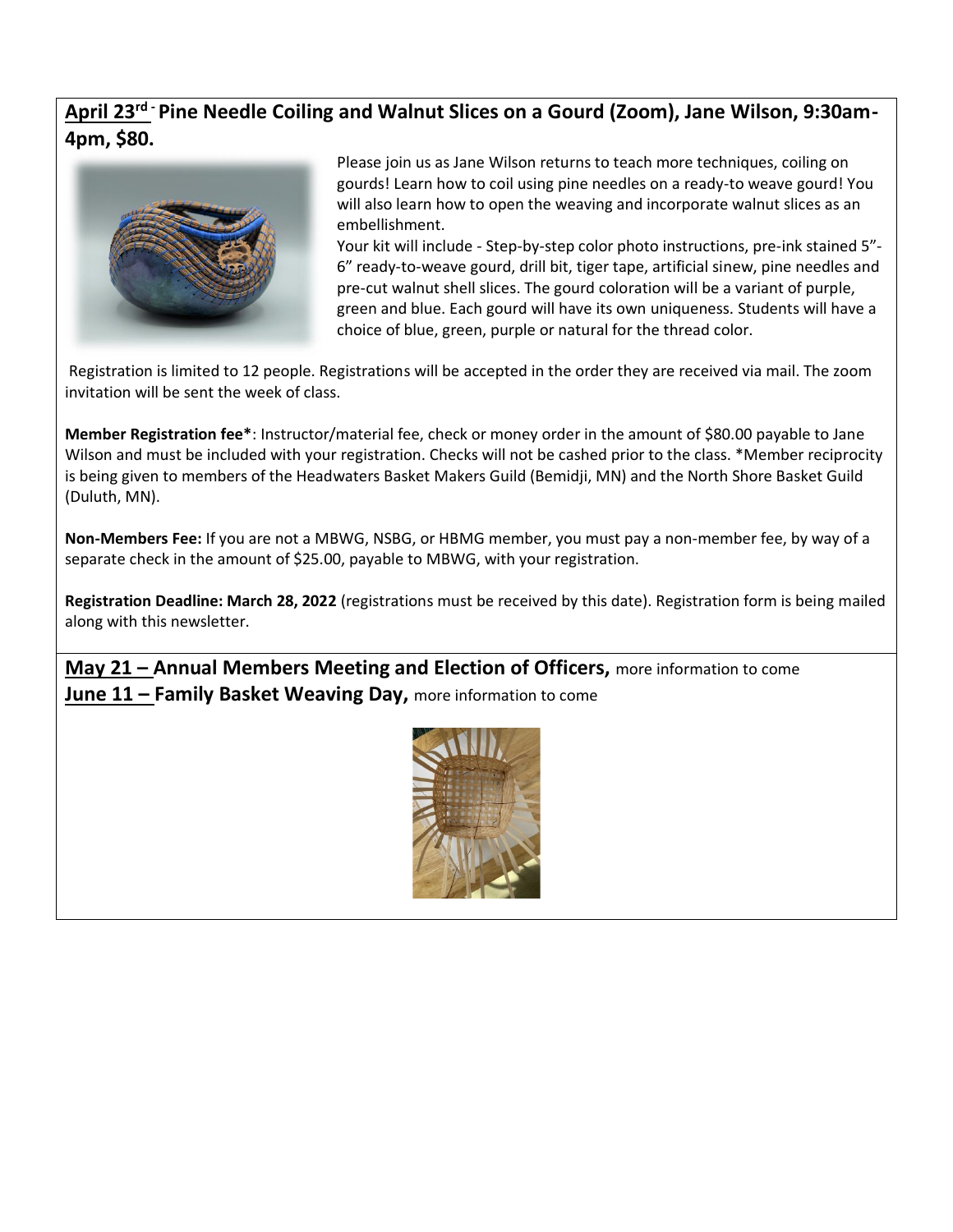**April 23rd - Pine Needle Coiling and Walnut Slices on a Gourd (Zoom), Jane Wilson, 9:30am-4pm, $80.**

Please join us as Jane Wilson returns to teach more techniques, coiling on gourds! Learn how to coil using pine needles on a ready-to weave gourd! You will also learn how to open the weaving and incorporate walnut slices as an embellishment.

Your kit will include - Step-by-step color photo instructions, pre-ink stained 5"-6" ready-to-weave gourd, drill bit, tiger tape, artificial sinew, pine needles and pre-cut walnut shell slices. The gourd coloration will be a variant of purple, green and blue. Each gourd will have its own uniqueness. Students will have a choice of blue, green, purple or natural for the thread color.

Registration is limited to 12 people. Registrations will be accepted in the order they are received via mail. The zoom invitation will be sent the week of class.

**Member Registration fee***: Instructor/material fee, check or money order in the amount of $80.00 payable to Jane Wilson and must be included with your registration. Checks will not be cashed prior to the class. *Member reciprocity is being given to members of the Headwaters Basket Makers Guild (Bemidji, MN) and the North Shore Basket Guild (Duluth, MN).

**Non-Members Fee:** If you are not a MBWG, NSBG, or HBMG member, you must pay a non-member fee, by way of a separate check in the amount of $25.00, payable to MBWG, with your registration.

**Registration Deadline: March 28, 2022** (registrations must be received by this date). Registration form is being mailed along with this newsletter.

**May 21 – Annual Members Meeting and Election of Officers,** more information to come

**June 11 – Family Basket Weaving Day,** more information to come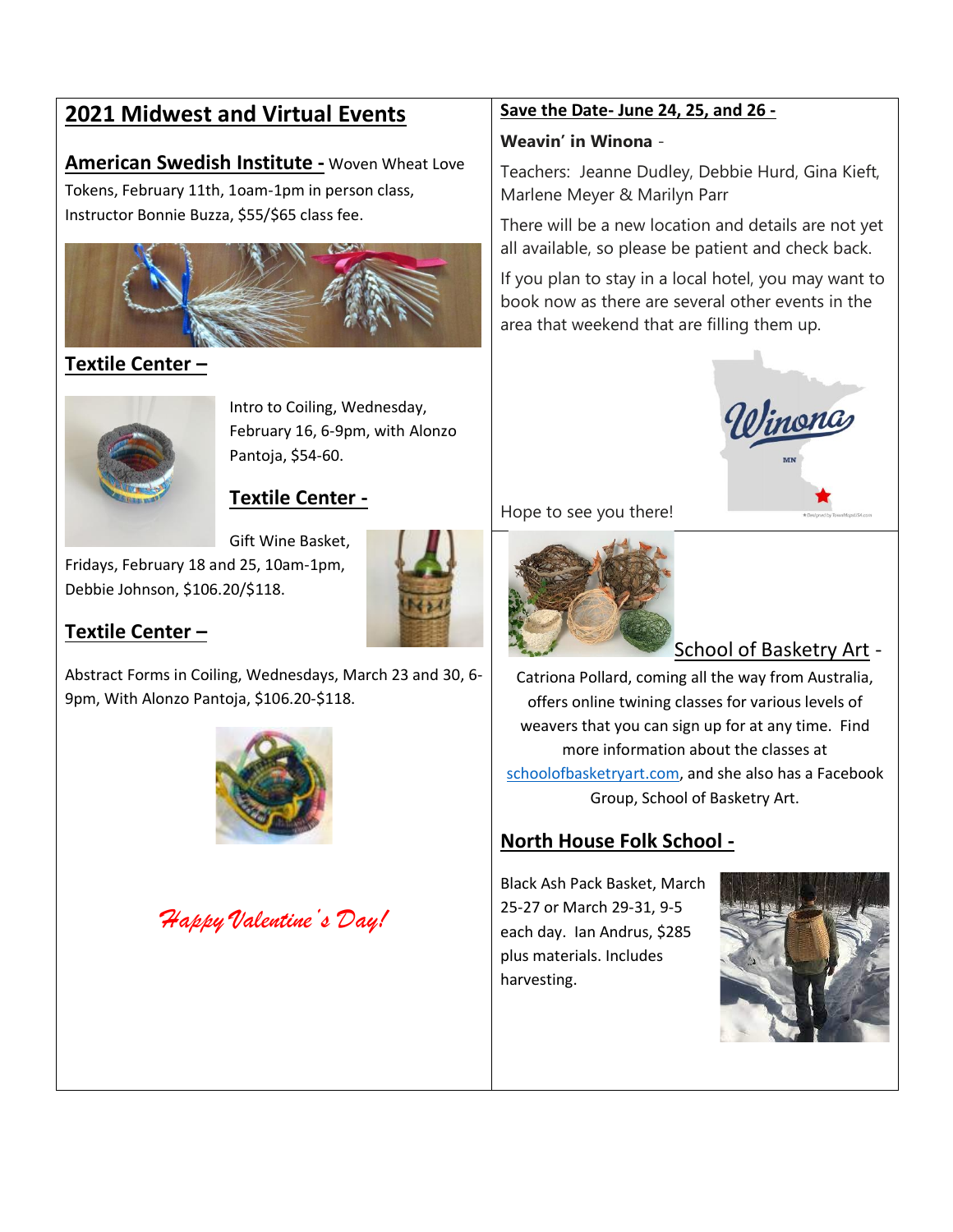# 2021 Midwest and Virtual Events

**American Swedish Institute -** Woven Wheat Love Tokens, February 11th, 1oam-1pm in person class, Instructor Bonnie Buzza, $55/$65 class fee.

## Textile Center –

Intro to Coiling, Wednesday, February 16, 6-9pm, with Alonzo Pantoja, $54-60.

## Textile Center -

Gift Wine Basket, Fridays, February 18 and 25, 10am-1pm, Debbie Johnson, $106.20/$118.

## Textile Center –

Abstract Forms in Coiling, Wednesdays, March 23 and 30, 6-9pm, With Alonzo Pantoja, $106.20-$118.

*Happy Valentine's Day!*

**Save the Date- June 24, 25, and 26 -**

**Weavin' in Winona** -

Teachers: Jeanne Dudley, Debbie Hurd, Gina Kieft, Marlene Meyer & Marilyn Parr

There will be a new location and details are not yet all available, so please be patient and check back.

If you plan to stay in a local hotel, you may want to book now as there are several other events in the area that weekend that are filling them up.

Winona MN

Hope to see you there!

School of Basketry Art - Catriona Pollard, coming all the way from Australia, offers online twining classes for various levels of weavers that you can sign up for at any time. Find more information about the classes at schoolofbasketryart.com, and she also has a Facebook Group, School of Basketry Art.

## North House Folk School -

Black Ash Pack Basket, March 25-27 or March 29-31, 9-5 each day. Ian Andrus, $285 plus materials. Includes harvesting.